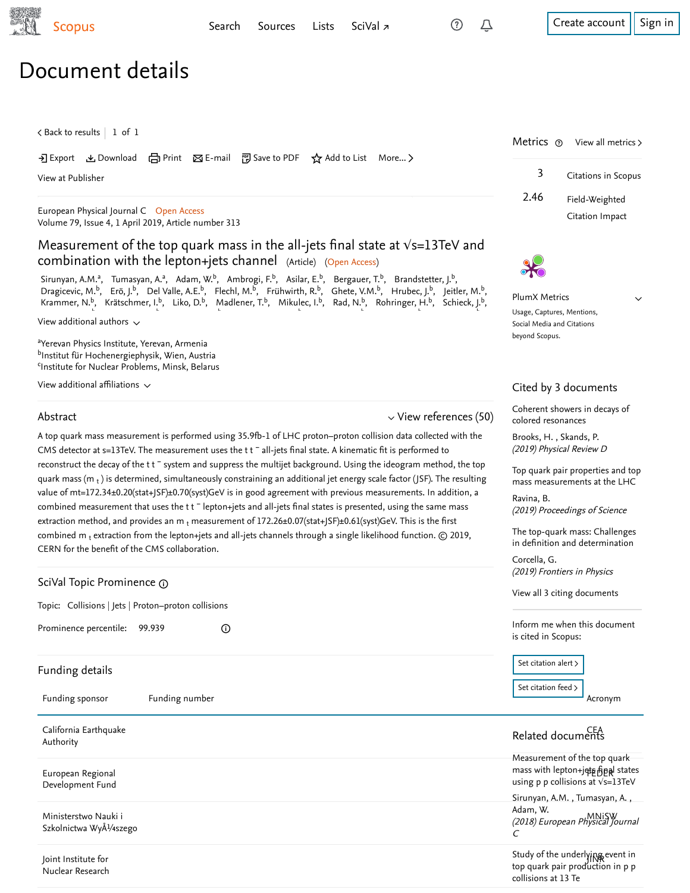# Document details

European Physical Journal C Open Access
Volume 79, Issue 4, 1 April 2019, Article number 313

## Measurement of the top quark mass in the all-jets final state at √s=13TeV and combination with the lepton+jets channel (Article) (Open Access)

Sirunyan, A.M.[a], Tumasyan, A.[a], Adam, W.[b], Ambrogi, F.[b], Asilar, E.[b], Bergauer, T.[b], Brandstetter, J.[b], Dragicevic, M.[b], Erö, J.[b], Del Valle, A.E.[b], Flechl, M.[b], Frühwirth, R.[b], Ghete, V.M.[b], Hrubec, J.[b], Jeitler, M.[b], Krammer, N.[b], Krätschmer, I.[b], Liko, D.[b], Madlener, T.[b], Mikulec, I.[b], Rad, N.[b], Rohringer, H.[b], Schieck, J.[b],

View additional authors

[a]Yerevan Physics Institute, Yerevan, Armenia
[b]Institut für Hochenergiephysik, Wien, Austria
[c]Institute for Nuclear Problems, Minsk, Belarus

View additional affiliations

### Abstract

A top quark mass measurement is performed using 35.9fb-1 of LHC proton–proton collision data collected with the CMS detector at s=13TeV. The measurement uses the t t ¯ all-jets final state. A kinematic fit is performed to reconstruct the decay of the t t ¯ system and suppress the multijet background. Using the ideogram method, the top quark mass ($m_t$) is determined, simultaneously constraining an additional jet energy scale factor (JSF). The resulting value of mt=172.34±0.20(stat+JSF)±0.70(syst)GeV is in good agreement with previous measurements. In addition, a combined measurement that uses the t t ¯ lepton+jets and all-jets final states is presented, using the same mass extraction method, and provides an $m_t$ measurement of 172.26±0.07(stat+JSF)±0.61(syst)GeV. This is the first combined $m_t$ extraction from the lepton+jets and all-jets channels through a single likelihood function. © 2019, CERN for the benefit of the CMS collaboration.

View references (50)

### SciVal Topic Prominence

Topic: Collisions | Jets | Proton–proton collisions

Prominence percentile: 99.939

### Funding details

| Funding sponsor | Funding number | Acronym |
|---|---|---|
| California Earthquake Authority | | CEA |
| European Regional Development Fund | | FEDER |
| Ministerstwo Nauki i Szkolnictwa WyÅ¼szego | | MNiSW |
| Joint Institute for Nuclear Research | | JINR |

### Metrics

3 Citations in Scopus

2.46 Field-Weighted Citation Impact

PlumX Metrics

Usage, Captures, Mentions, Social Media and Citations beyond Scopus.

### Cited by 3 documents

Coherent showers in decays of colored resonances
Brooks, H. , Skands, P.
*(2019) Physical Review D*

Top quark pair properties and top mass measurements at the LHC
Ravina, B.
*(2019) Proceedings of Science*

The top-quark mass: Challenges in definition and determination
Corcella, G.
*(2019) Frontiers in Physics*

View all 3 citing documents

Inform me when this document is cited in Scopus:

Set citation alert
Set citation feed

### Related documents

Measurement of the top quark mass with lepton+jets final states using p p collisions at √s=13TeV
Sirunyan, A.M. , Tumasyan, A. , Adam, W.
*(2018) European Physical Journal C*

Study of the underlying event in top quark pair production in p p collisions at 13 Te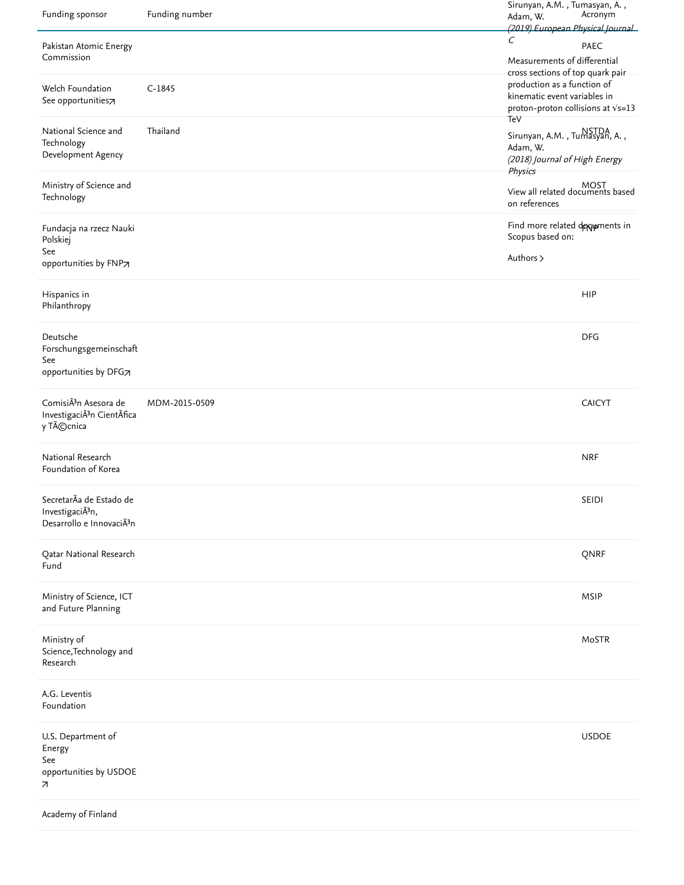| Funding sponsor | Funding number | Acronym |
|---|---|---|
| Pakistan Atomic Energy Commission | | PAEC |
| Welch Foundation See opportunities↗ | C-1845 | |
| National Science and Technology Development Agency | Thailand | NSTDA |
| Ministry of Science and Technology | | MOST |
| Fundacja na rzecz Nauki Polskiej See opportunities by FNP↗ | | FNP |
| Hispanics in Philanthropy | | HIP |
| Deutsche Forschungsgemeinschaft See opportunities by DFG↗ | | DFG |
| ComisiÃ³n Asesora de InvestigaciÃ³n CientÃ­fica y TÃ©cnica | MDM-2015-0509 | CAICYT |
| National Research Foundation of Korea | | NRF |
| SecretarÃ­a de Estado de InvestigaciÃ³n, Desarrollo e InnovaciÃ³n | | SEIDI |
| Qatar National Research Fund | | QNRF |
| Ministry of Science, ICT and Future Planning | | MSIP |
| Ministry of Science,Technology and Research | | MoSTR |
| A.G. Leventis Foundation | | |
| U.S. Department of Energy See opportunities by USDOE ↗ | | USDOE |
| Academy of Finland | | |

Sirunyan, A.M. , Tumasyan, A. , Adam, W.
*(2019) European Physical Journal C*

Measurements of differential cross sections of top quark pair production as a function of kinematic event variables in proton-proton collisions at √s=13 TeV

Sirunyan, A.M. , Tumasyan, A. , Adam, W.
*(2018) Journal of High Energy Physics*

View all related documents based on references

Find more related documents in Scopus based on:

Authors >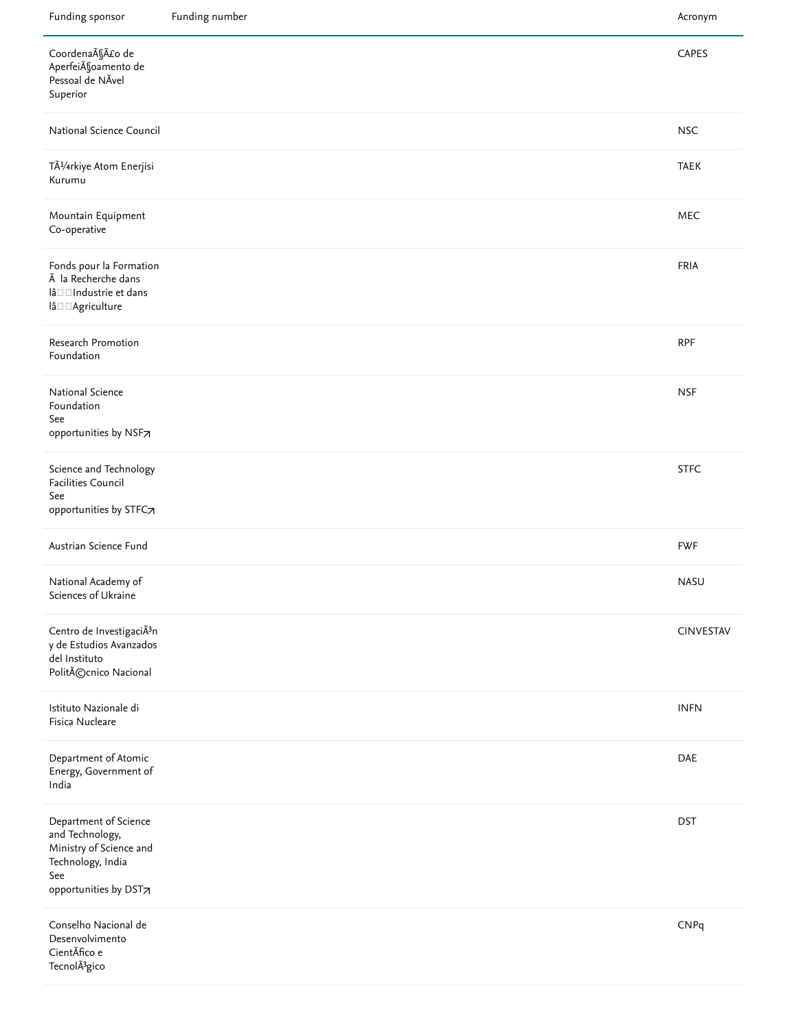| Funding sponsor | Funding number | Acronym |
| --- | --- | --- |
| CoordenaÃ§Ã£o de AperfeiÃ§oamento de Pessoal de NÃvel Superior | | CAPES |
| National Science Council | | NSC |
| TÃ¼rkiye Atom Enerjisi Kurumu | | TAEK |
| Mountain Equipment Co-operative | | MEC |
| Fonds pour la Formation Ã  la Recherche dans lâIndustrie et dans lâAgriculture | | FRIA |
| Research Promotion Foundation | | RPF |
| National Science Foundation See opportunities by NSF | | NSF |
| Science and Technology Facilities Council See opportunities by STFC | | STFC |
| Austrian Science Fund | | FWF |
| National Academy of Sciences of Ukraine | | NASU |
| Centro de InvestigaciÃ³n y de Estudios Avanzados del Instituto PolitÃ©cnico Nacional | | CINVESTAV |
| Istituto Nazionale di Fisica Nucleare | | INFN |
| Department of Atomic Energy, Government of India | | DAE |
| Department of Science and Technology, Ministry of Science and Technology, India See opportunities by DST | | DST |
| Conselho Nacional de Desenvolvimento CientÃfico e TecnolÃ³gico | | CNPq |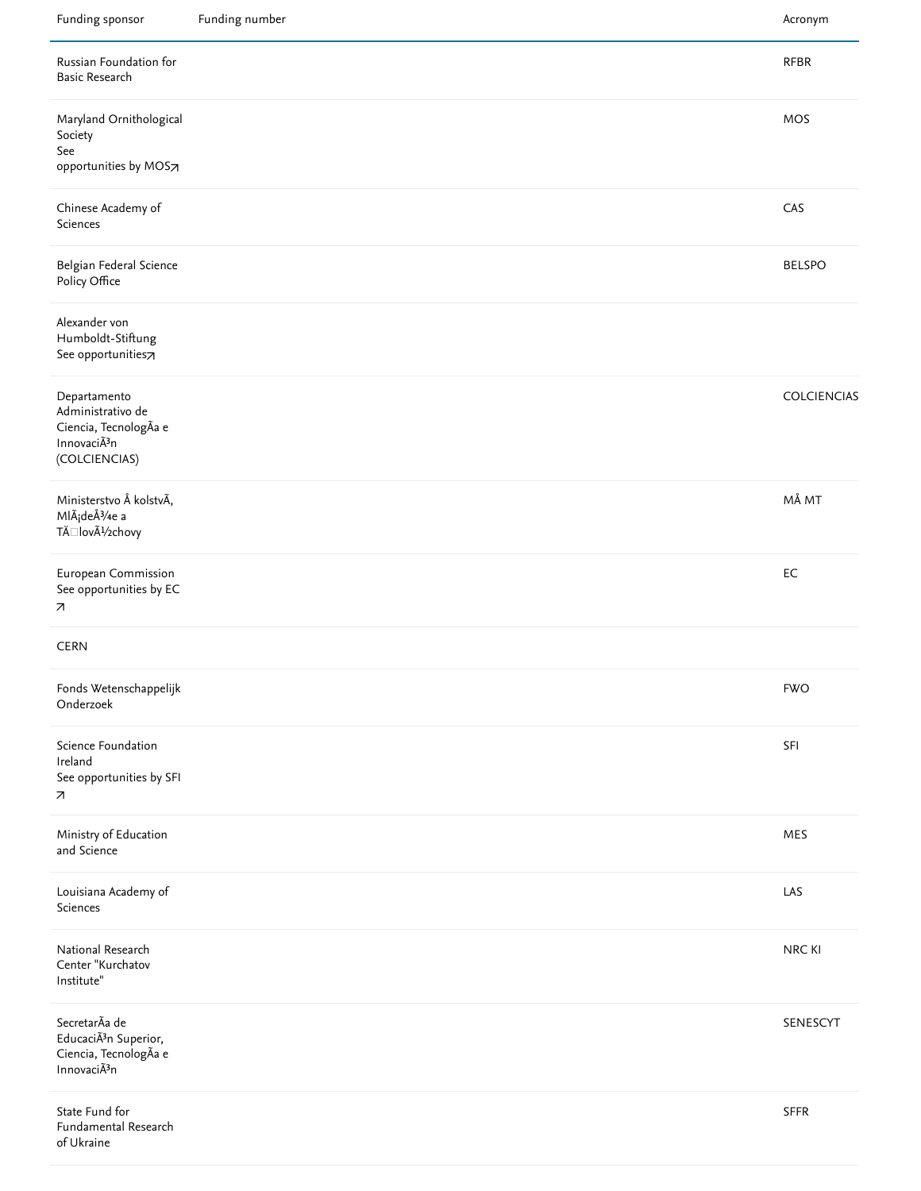| Funding sponsor | Funding number | Acronym |
| --- | --- | --- |
| Russian Foundation for Basic Research | | RFBR |
| Maryland Ornithological Society See opportunities by MOS↗ | | MOS |
| Chinese Academy of Sciences | | CAS |
| Belgian Federal Science Policy Office | | BELSPO |
| Alexander von Humboldt-Stiftung See opportunities↗ | | |
| Departamento Administrativo de Ciencia, TecnologÃa e InnovaciÃ³n (COLCIENCIAS) | | COLCIENCIAS |
| Ministerstvo Å kolstvÃ, MlÃ¡deÅ¾e a TÄ□lovÃ½chovy | | MÅ MT |
| European Commission See opportunities by EC ↗ | | EC |
| CERN | | |
| Fonds Wetenschappelijk Onderzoek | | FWO |
| Science Foundation Ireland See opportunities by SFI ↗ | | SFI |
| Ministry of Education and Science | | MES |
| Louisiana Academy of Sciences | | LAS |
| National Research Center "Kurchatov Institute" | | NRC KI |
| SecretarÃa de EducaciÃ³n Superior, Ciencia, TecnologÃa e InnovaciÃ³n | | SENESCYT |
| State Fund for Fundamental Research of Ukraine | | SFFR |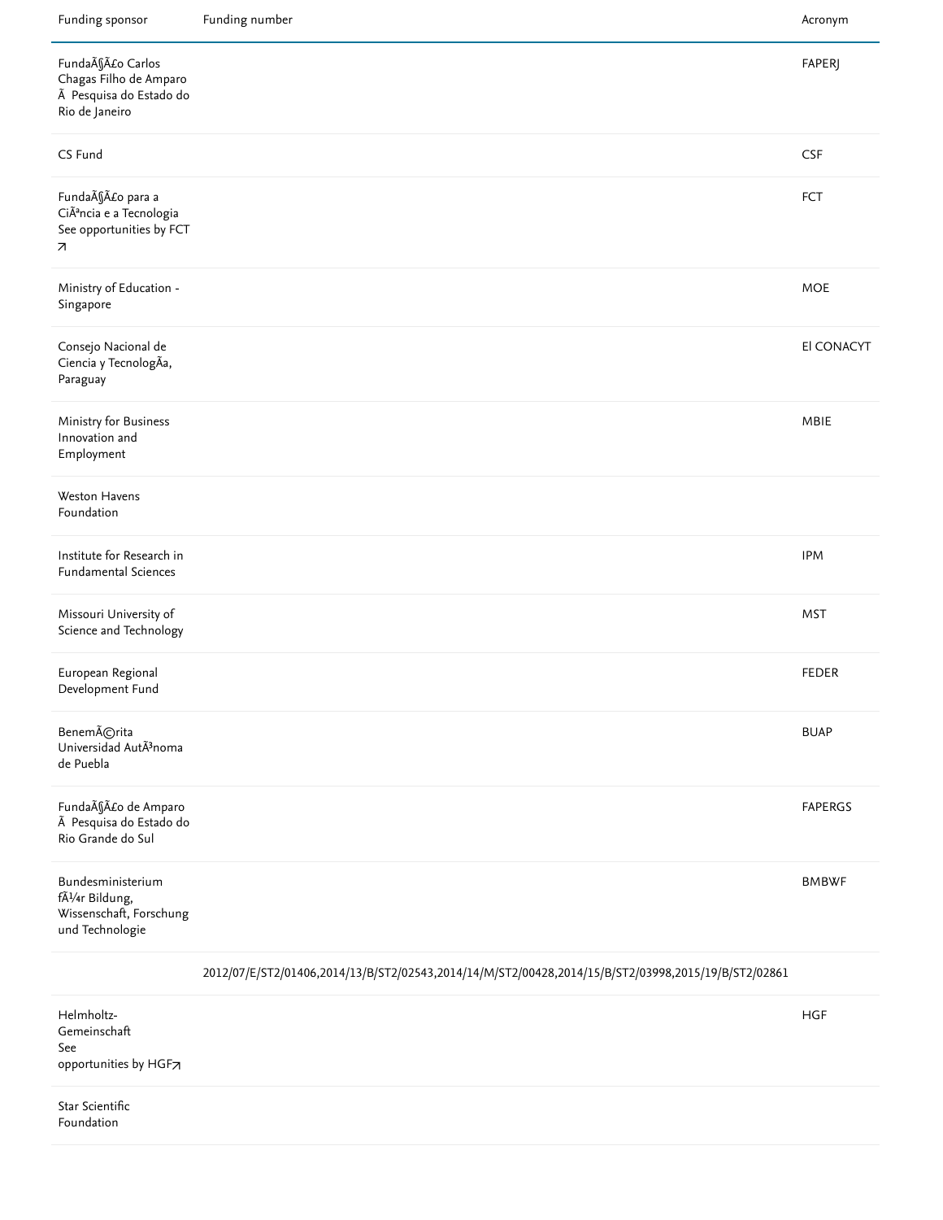| Funding sponsor | Funding number | Acronym |
|---|---|---|
| FundaÃ§Ã£o Carlos Chagas Filho de Amparo Ã  Pesquisa do Estado do Rio de Janeiro | | FAPERJ |
| CS Fund | | CSF |
| FundaÃ§Ã£o para a CiÃªncia e a Tecnologia See opportunities by FCT ↗ | | FCT |
| Ministry of Education - Singapore | | MOE |
| Consejo Nacional de Ciencia y TecnologÃa, Paraguay | | El CONACYT |
| Ministry for Business Innovation and Employment | | MBIE |
| Weston Havens Foundation | | |
| Institute for Research in Fundamental Sciences | | IPM |
| Missouri University of Science and Technology | | MST |
| European Regional Development Fund | | FEDER |
| BenemÃ©rita Universidad AutÃ³noma de Puebla | | BUAP |
| FundaÃ§Ã£o de Amparo Ã  Pesquisa do Estado do Rio Grande do Sul | | FAPERGS |
| Bundesministerium fÃ¼r Bildung, Wissenschaft, Forschung und Technologie | | BMBWF |
| | 2012/07/E/ST2/01406,2014/13/B/ST2/02543,2014/14/M/ST2/00428,2014/15/B/ST2/03998,2015/19/B/ST2/02861 | |
| Helmholtz-Gemeinschaft See opportunities by HGF↗ | | HGF |
| Star Scientific Foundation | | |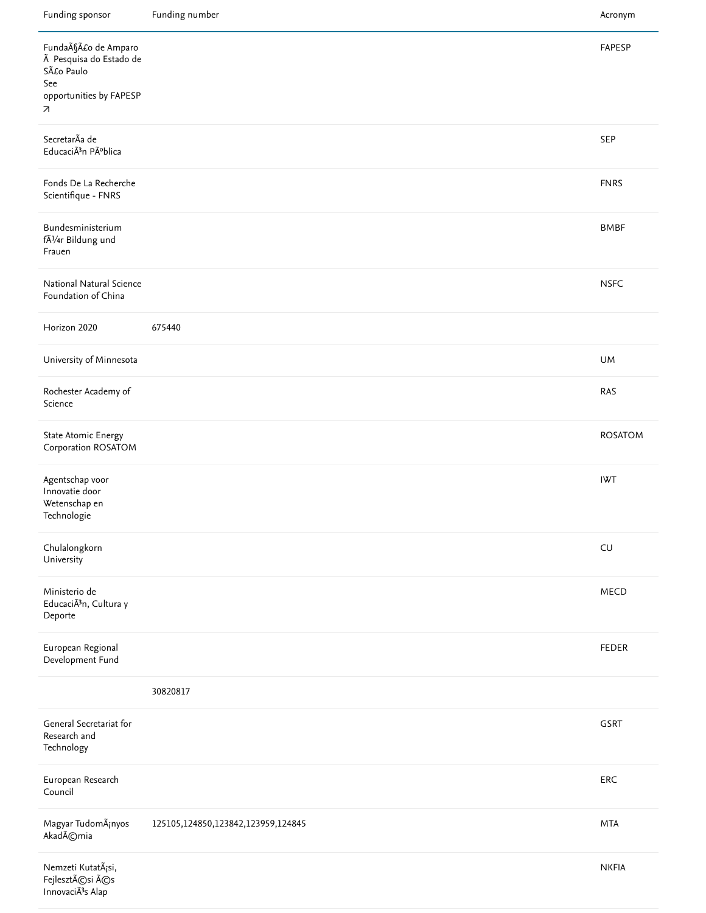| Funding sponsor | Funding number | Acronym |
| --- | --- | --- |
| FundaÃ§Ã£o de Amparo Ã  Pesquisa do Estado de SÃ£o Paulo See opportunities by FAPESP ↗ | | FAPESP |
| SecretarÃ­a de EducaciÃ³n PÃºblica | | SEP |
| Fonds De La Recherche Scientifique - FNRS | | FNRS |
| Bundesministerium fÃ¼r Bildung und Frauen | | BMBF |
| National Natural Science Foundation of China | | NSFC |
| Horizon 2020 | 675440 | |
| University of Minnesota | | UM |
| Rochester Academy of Science | | RAS |
| State Atomic Energy Corporation ROSATOM | | ROSATOM |
| Agentschap voor Innovatie door Wetenschap en Technologie | | IWT |
| Chulalongkorn University | | CU |
| Ministerio de EducaciÃ³n, Cultura y Deporte | | MECD |
| European Regional Development Fund | | FEDER |
| | 30820817 | |
| General Secretariat for Research and Technology | | GSRT |
| European Research Council | | ERC |
| Magyar TudomÃ¡nyos AkadÃ©mia | 125105,124850,123842,123959,124845 | MTA |
| Nemzeti KutatÃ¡si, FejlesztÃ©si Ã©s InnovaciÃ³s Alap | | NKFIA |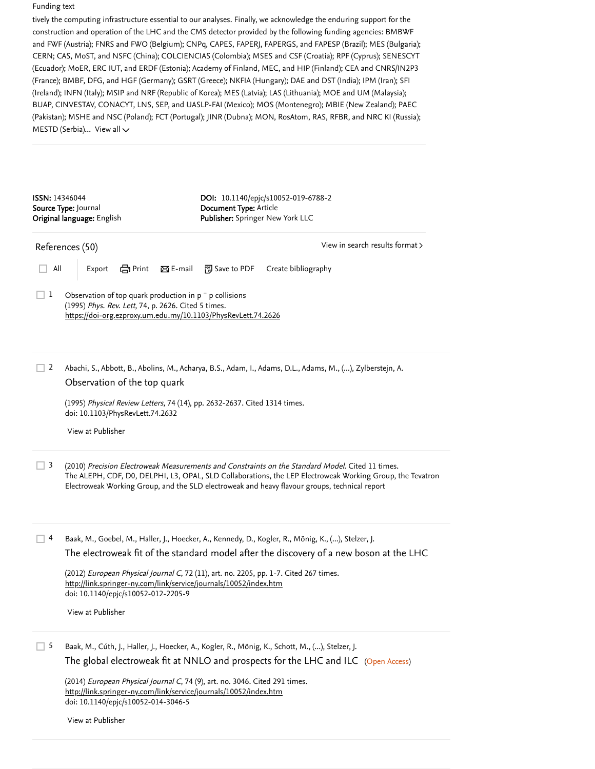Funding text

tively the computing infrastructure essential to our analyses. Finally, we acknowledge the enduring support for the construction and operation of the LHC and the CMS detector provided by the following funding agencies: BMBWF and FWF (Austria); FNRS and FWO (Belgium); CNPq, CAPES, FAPERJ, FAPERGS, and FAPESP (Brazil); MES (Bulgaria); CERN; CAS, MoST, and NSFC (China); COLCIENCIAS (Colombia); MSES and CSF (Croatia); RPF (Cyprus); SENESCYT (Ecuador); MoER, ERC IUT, and ERDF (Estonia); Academy of Finland, MEC, and HIP (Finland); CEA and CNRS/IN2P3 (France); BMBF, DFG, and HGF (Germany); GSRT (Greece); NKFIA (Hungary); DAE and DST (India); IPM (Iran); SFI (Ireland); INFN (Italy); MSIP and NRF (Republic of Korea); MES (Latvia); LAS (Lithuania); MOE and UM (Malaysia); BUAP, CINVESTAV, CONACYT, LNS, SEP, and UASLP-FAI (Mexico); MOS (Montenegro); MBIE (New Zealand); PAEC (Pakistan); MSHE and NSC (Poland); FCT (Portugal); JINR (Dubna); MON, RosAtom, RAS, RFBR, and NRC KI (Russia); MESTD (Serbia)... View all

**ISSN:** 14346044
**Source Type:** Journal
**Original language:** English

**DOI:** 10.1140/epjc/s10052-019-6788-2
**Document Type:** Article
**Publisher:** Springer New York LLC

## References (50)

View in search results format >

All | Export | Print | E-mail | Save to PDF | Create bibliography

1. Observation of top quark production in p ¯ p collisions
(1995) *Phys. Rev. Lett*, 74, p. 2626. Cited 5 times.
https://doi-org.ezproxy.um.edu.my/10.1103/PhysRevLett.74.2626

2. Abachi, S., Abbott, B., Abolins, M., Acharya, B.S., Adam, I., Adams, D.L., Adams, M., (...), Zylberstejn, A.
Observation of the top quark
(1995) *Physical Review Letters*, 74 (14), pp. 2632-2637. Cited 1314 times.
doi: 10.1103/PhysRevLett.74.2632
View at Publisher

3. (2010) *Precision Electroweak Measurements and Constraints on the Standard Model*. Cited 11 times.
The ALEPH, CDF, D0, DELPHI, L3, OPAL, SLD Collaborations, the LEP Electroweak Working Group, the Tevatron Electroweak Working Group, and the SLD electroweak and heavy flavour groups, technical report

4. Baak, M., Goebel, M., Haller, J., Hoecker, A., Kennedy, D., Kogler, R., Mönig, K., (...), Stelzer, J.
The electroweak fit of the standard model after the discovery of a new boson at the LHC
(2012) *European Physical Journal C*, 72 (11), art. no. 2205, pp. 1-7. Cited 267 times.
http://link.springer-ny.com/link/service/journals/10052/index.htm
doi: 10.1140/epjc/s10052-012-2205-9
View at Publisher

5. Baak, M., Cúth, J., Haller, J., Hoecker, A., Kogler, R., Mönig, K., Schott, M., (...), Stelzer, J.
The global electroweak fit at NNLO and prospects for the LHC and ILC (Open Access)
(2014) *European Physical Journal C*, 74 (9), art. no. 3046. Cited 291 times.
http://link.springer-ny.com/link/service/journals/10052/index.htm
doi: 10.1140/epjc/s10052-014-3046-5
View at Publisher